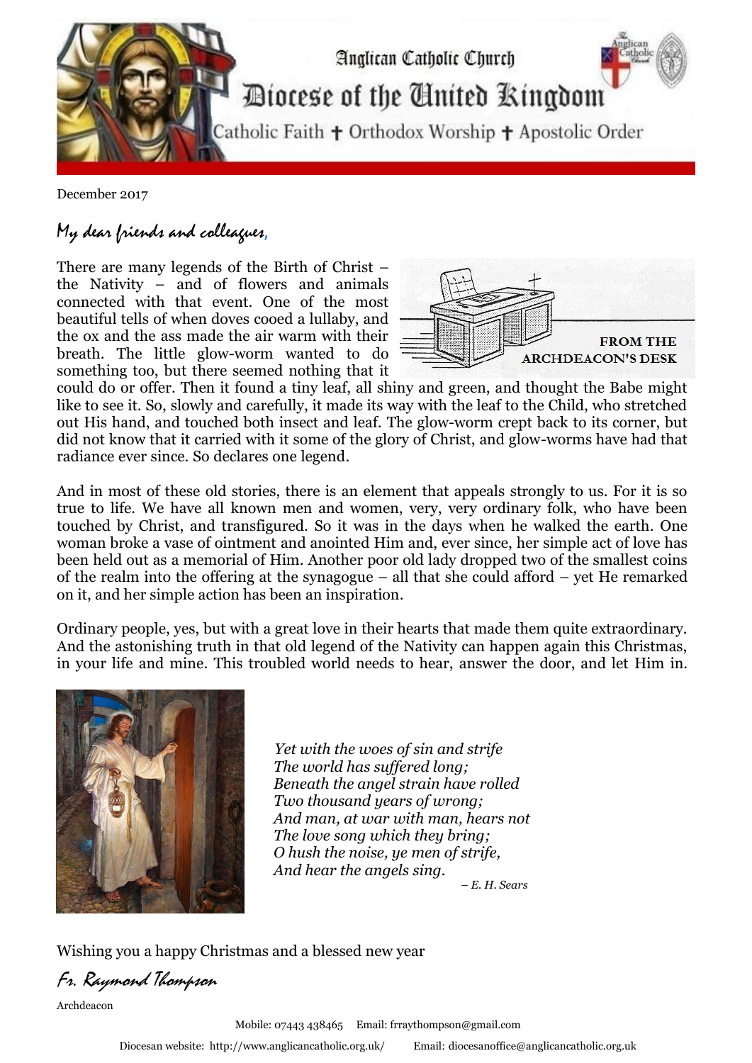Anglican Catholic Church

# Diocese of the United Kingdom

Catholic Faith ✝ Orthodox Worship ✝ Apostolic Order

December 2017

*My dear friends and colleagues,*

FROM THE ARCHDEACON'S DESK

There are many legends of the Birth of Christ – the Nativity – and of flowers and animals connected with that event. One of the most beautiful tells of when doves cooed a lullaby, and the ox and the ass made the air warm with their breath. The little glow-worm wanted to do something too, but there seemed nothing that it could do or offer. Then it found a tiny leaf, all shiny and green, and thought the Babe might like to see it. So, slowly and carefully, it made its way with the leaf to the Child, who stretched out His hand, and touched both insect and leaf. The glow-worm crept back to its corner, but did not know that it carried with it some of the glory of Christ, and glow-worms have had that radiance ever since. So declares one legend.

And in most of these old stories, there is an element that appeals strongly to us. For it is so true to life. We have all known men and women, very, very ordinary folk, who have been touched by Christ, and transfigured. So it was in the days when he walked the earth. One woman broke a vase of ointment and anointed Him and, ever since, her simple act of love has been held out as a memorial of Him. Another poor old lady dropped two of the smallest coins of the realm into the offering at the synagogue – all that she could afford – yet He remarked on it, and her simple action has been an inspiration.

Ordinary people, yes, but with a great love in their hearts that made them quite extraordinary. And the astonishing truth in that old legend of the Nativity can happen again this Christmas, in your life and mine. This troubled world needs to hear, answer the door, and let Him in.

*Yet with the woes of sin and strife*
*The world has suffered long;*
*Beneath the angel strain have rolled*
*Two thousand years of wrong;*
*And man, at war with man, hears not*
*The love song which they bring;*
*O hush the noise, ye men of strife,*
*And hear the angels sing.*

*– E. H. Sears*

Wishing you a happy Christmas and a blessed new year

*Fr. Raymond Thompson*

Archdeacon

Mobile: 07443 438465 Email: frraythompson@gmail.com

Diocesan website: http://www.anglicancatholic.org.uk/ Email: diocesanoffice@anglicancatholic.org.uk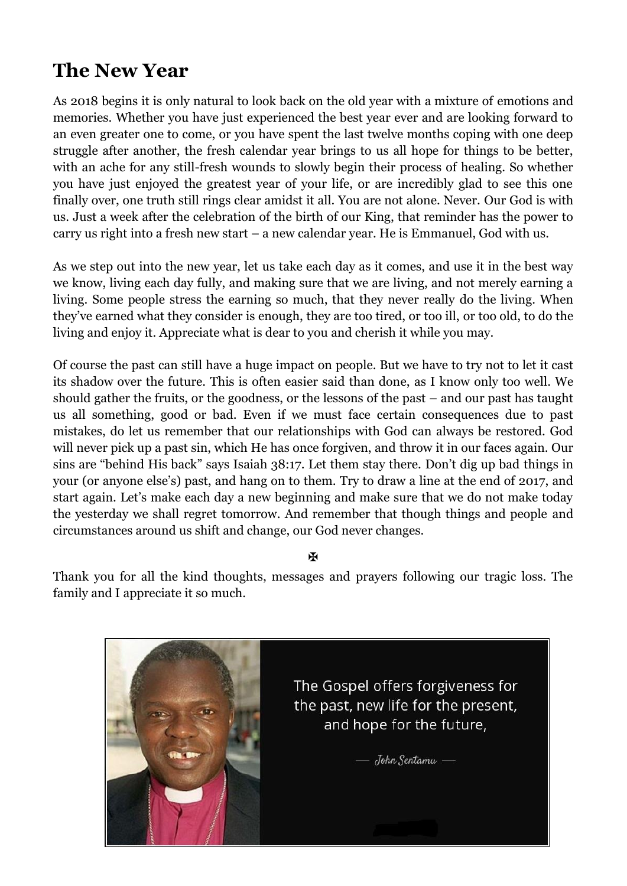# The New Year

As 2018 begins it is only natural to look back on the old year with a mixture of emotions and memories. Whether you have just experienced the best year ever and are looking forward to an even greater one to come, or you have spent the last twelve months coping with one deep struggle after another, the fresh calendar year brings to us all hope for things to be better, with an ache for any still-fresh wounds to slowly begin their process of healing. So whether you have just enjoyed the greatest year of your life, or are incredibly glad to see this one finally over, one truth still rings clear amidst it all. You are not alone. Never. Our God is with us. Just a week after the celebration of the birth of our King, that reminder has the power to carry us right into a fresh new start – a new calendar year. He is Emmanuel, God with us.

As we step out into the new year, let us take each day as it comes, and use it in the best way we know, living each day fully, and making sure that we are living, and not merely earning a living. Some people stress the earning so much, that they never really do the living. When they've earned what they consider is enough, they are too tired, or too ill, or too old, to do the living and enjoy it. Appreciate what is dear to you and cherish it while you may.

Of course the past can still have a huge impact on people. But we have to try not to let it cast its shadow over the future. This is often easier said than done, as I know only too well. We should gather the fruits, or the goodness, or the lessons of the past – and our past has taught us all something, good or bad. Even if we must face certain consequences due to past mistakes, do let us remember that our relationships with God can always be restored. God will never pick up a past sin, which He has once forgiven, and throw it in our faces again. Our sins are "behind His back" says Isaiah 38:17. Let them stay there. Don't dig up bad things in your (or anyone else's) past, and hang on to them. Try to draw a line at the end of 2017, and start again. Let's make each day a new beginning and make sure that we do not make today the yesterday we shall regret tomorrow. And remember that though things and people and circumstances around us shift and change, our God never changes.

✠

Thank you for all the kind thoughts, messages and prayers following our tragic loss. The family and I appreciate it so much.

The Gospel offers forgiveness for the past, new life for the present, and hope for the future,

— John Sentamu —